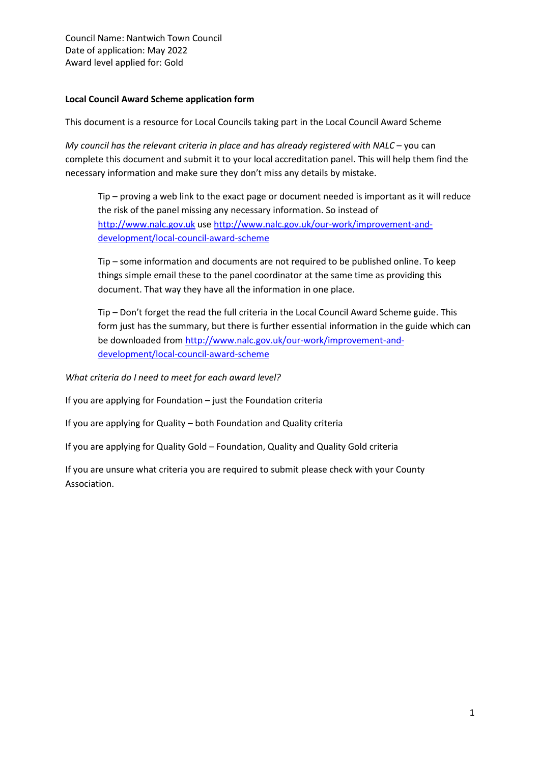Council Name: Nantwich Town Council
Date of application: May 2022
Award level applied for: Gold

**Local Council Award Scheme application form**

This document is a resource for Local Councils taking part in the Local Council Award Scheme

*My council has the relevant criteria in place and has already registered with NALC* – you can complete this document and submit it to your local accreditation panel. This will help them find the necessary information and make sure they don't miss any details by mistake.

> Tip – proving a web link to the exact page or document needed is important as it will reduce the risk of the panel missing any necessary information. So instead of [http://www.nalc.gov.uk](http://www.nalc.gov.uk) use [http://www.nalc.gov.uk/our-work/improvement-and-development/local-council-award-scheme](http://www.nalc.gov.uk/our-work/improvement-and-development/local-council-award-scheme)
>
> Tip – some information and documents are not required to be published online. To keep things simple email these to the panel coordinator at the same time as providing this document. That way they have all the information in one place.
>
> Tip – Don't forget the read the full criteria in the Local Council Award Scheme guide. This form just has the summary, but there is further essential information in the guide which can be downloaded from [http://www.nalc.gov.uk/our-work/improvement-and-development/local-council-award-scheme](http://www.nalc.gov.uk/our-work/improvement-and-development/local-council-award-scheme)

*What criteria do I need to meet for each award level?*

If you are applying for Foundation – just the Foundation criteria

If you are applying for Quality – both Foundation and Quality criteria

If you are applying for Quality Gold – Foundation, Quality and Quality Gold criteria

If you are unsure what criteria you are required to submit please check with your County Association.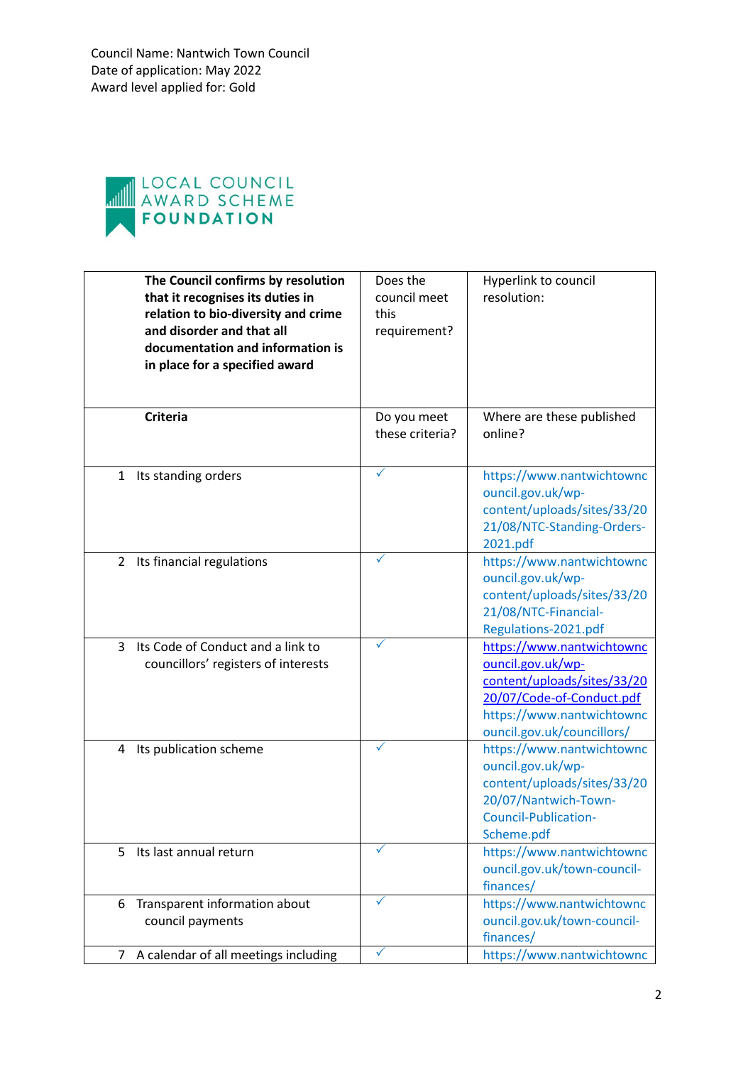Council Name: Nantwich Town Council
Date of application: May 2022
Award level applied for: Gold

LOCAL COUNCIL AWARD SCHEME FOUNDATION

| The Council confirms by resolution that it recognises its duties in relation to bio-diversity and crime and disorder and that all documentation and information is in place for a specified award | Does the council meet this requirement? | Hyperlink to council resolution: |
|---|---|---|
| **Criteria** | Do you meet these criteria? | Where are these published online? |
| 1 Its standing orders | ✓ | https://www.nantwichtowncouncil.gov.uk/wp-content/uploads/sites/33/2021/08/NTC-Standing-Orders-2021.pdf |
| 2 Its financial regulations | ✓ | https://www.nantwichtowncouncil.gov.uk/wp-content/uploads/sites/33/2021/08/NTC-Financial-Regulations-2021.pdf |
| 3 Its Code of Conduct and a link to councillors' registers of interests | ✓ | https://www.nantwichtowncouncil.gov.uk/wp-content/uploads/sites/33/2020/07/Code-of-Conduct.pdf https://www.nantwichtowncouncil.gov.uk/councillors/ |
| 4 Its publication scheme | ✓ | https://www.nantwichtowncouncil.gov.uk/wp-content/uploads/sites/33/2020/07/Nantwich-Town-Council-Publication-Scheme.pdf |
| 5 Its last annual return | ✓ | https://www.nantwichtowncouncil.gov.uk/town-council-finances/ |
| 6 Transparent information about council payments | ✓ | https://www.nantwichtowncouncil.gov.uk/town-council-finances/ |
| 7 A calendar of all meetings including | ✓ | https://www.nantwichtownc |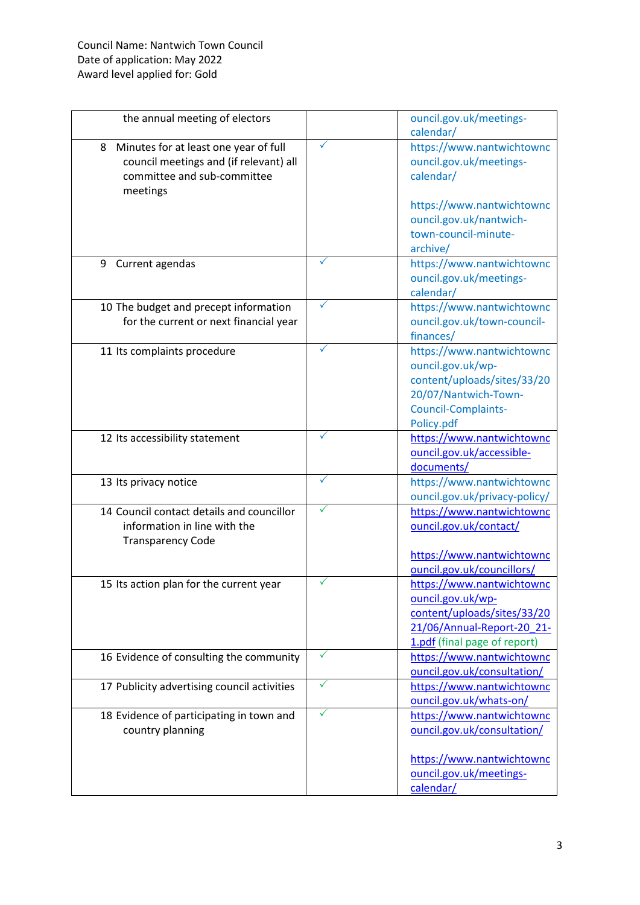Council Name: Nantwich Town Council
Date of application: May 2022
Award level applied for: Gold

| | | |
|---|---|---|
| the annual meeting of electors | | ouncil.gov.uk/meetings-calendar/ |
| 8 Minutes for at least one year of full council meetings and (if relevant) all committee and sub-committee meetings | ✓ | https://www.nantwichtowncouncil.gov.uk/meetings-calendar/<br><br>https://www.nantwichtowncouncil.gov.uk/nantwich-town-council-minute-archive/ |
| 9 Current agendas | ✓ | https://www.nantwichtowncouncil.gov.uk/meetings-calendar/ |
| 10 The budget and precept information for the current or next financial year | ✓ | https://www.nantwichtowncouncil.gov.uk/town-council-finances/ |
| 11 Its complaints procedure | ✓ | https://www.nantwichtowncouncil.gov.uk/wp-content/uploads/sites/33/2020/07/Nantwich-Town-Council-Complaints-Policy.pdf |
| 12 Its accessibility statement | ✓ | https://www.nantwichtowncouncil.gov.uk/accessible-documents/ |
| 13 Its privacy notice | ✓ | https://www.nantwichtowncouncil.gov.uk/privacy-policy/ |
| 14 Council contact details and councillor information in line with the Transparency Code | ✓ | https://www.nantwichtowncouncil.gov.uk/contact/<br><br>https://www.nantwichtowncouncil.gov.uk/councillors/ |
| 15 Its action plan for the current year | ✓ | https://www.nantwichtowncouncil.gov.uk/wp-content/uploads/sites/33/2021/06/Annual-Report-20_21-1.pdf (final page of report) |
| 16 Evidence of consulting the community | ✓ | https://www.nantwichtowncouncil.gov.uk/consultation/ |
| 17 Publicity advertising council activities | ✓ | https://www.nantwichtowncouncil.gov.uk/whats-on/ |
| 18 Evidence of participating in town and country planning | ✓ | https://www.nantwichtowncouncil.gov.uk/consultation/<br><br>https://www.nantwichtowncouncil.gov.uk/meetings-calendar/ |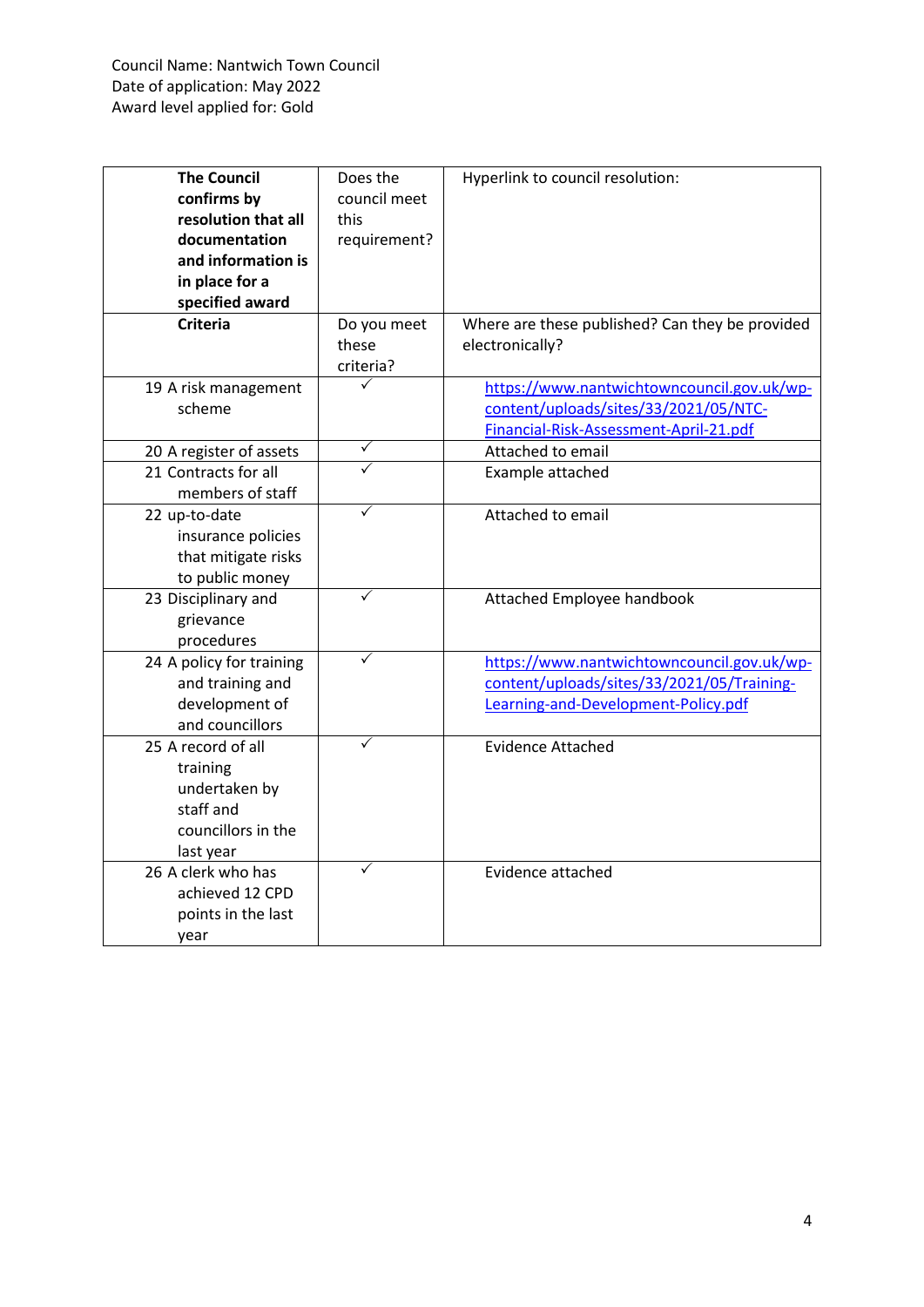Council Name: Nantwich Town Council
Date of application: May 2022
Award level applied for: Gold

| **The Council confirms by resolution that all documentation and information is in place for a specified award** | Does the council meet this requirement? | Hyperlink to council resolution: |
|---|---|---|
| **Criteria** | Do you meet these criteria? | Where are these published? Can they be provided electronically? |
| 19 A risk management scheme | ✓ | https://www.nantwichtowncouncil.gov.uk/wp-content/uploads/sites/33/2021/05/NTC-Financial-Risk-Assessment-April-21.pdf |
| 20 A register of assets | ✓ | Attached to email |
| 21 Contracts for all members of staff | ✓ | Example attached |
| 22 up-to-date insurance policies that mitigate risks to public money | ✓ | Attached to email |
| 23 Disciplinary and grievance procedures | ✓ | Attached Employee handbook |
| 24 A policy for training and training and development of and councillors | ✓ | https://www.nantwichtowncouncil.gov.uk/wp-content/uploads/sites/33/2021/05/Training-Learning-and-Development-Policy.pdf |
| 25 A record of all training undertaken by staff and councillors in the last year | ✓ | Evidence Attached |
| 26 A clerk who has achieved 12 CPD points in the last year | ✓ | Evidence attached |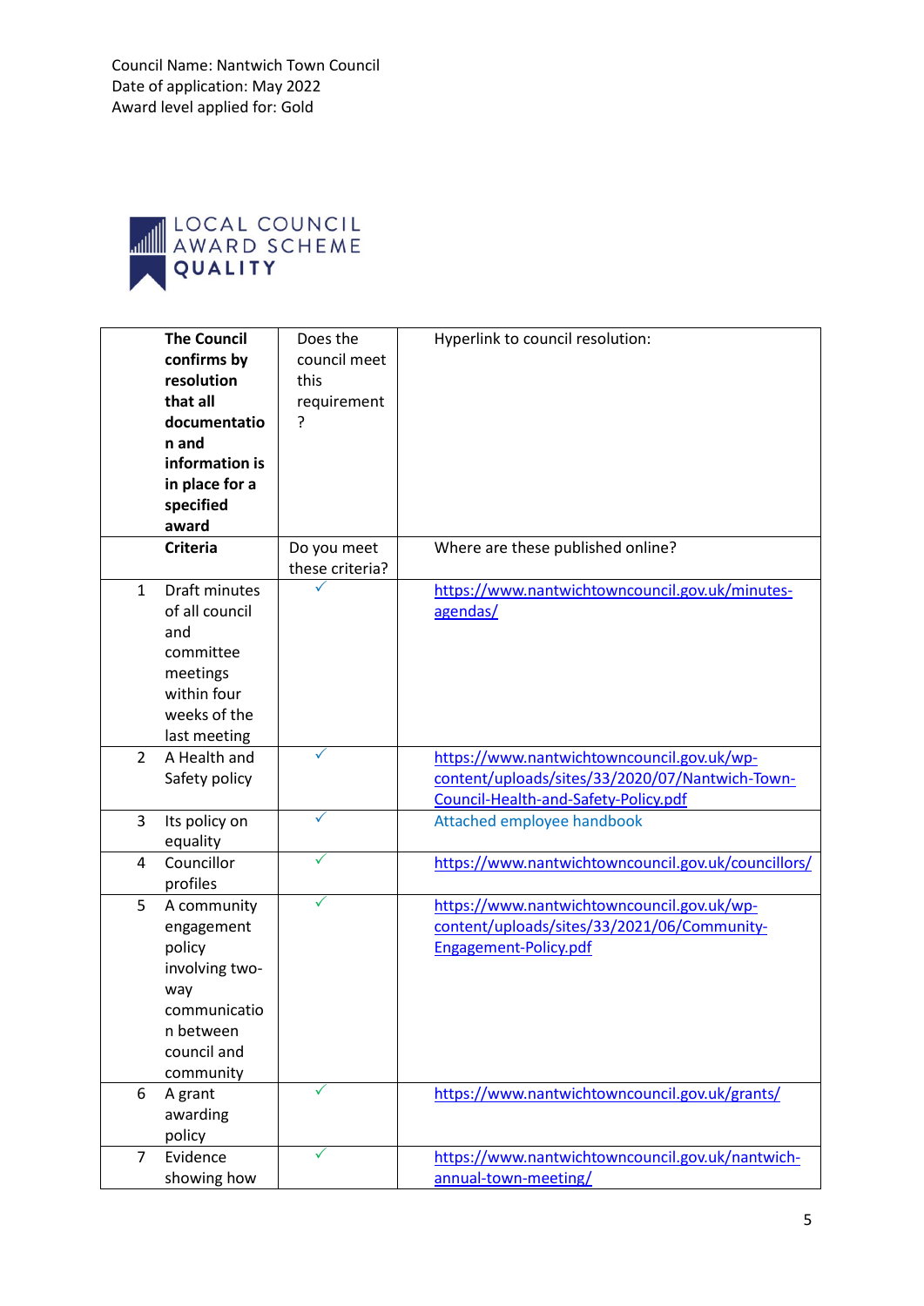Council Name: Nantwich Town Council
Date of application: May 2022
Award level applied for: Gold

LOCAL COUNCIL AWARD SCHEME
QUALITY

| | **The Council confirms by resolution that all documentation and information is in place for a specified award** | Does the council meet this requirement? | Hyperlink to council resolution: |
|---|---|---|---|
| | **Criteria** | Do you meet these criteria? | Where are these published online? |
| 1 | Draft minutes of all council and committee meetings within four weeks of the last meeting | ✓ | https://www.nantwichtowncouncil.gov.uk/minutes-agendas/ |
| 2 | A Health and Safety policy | ✓ | https://www.nantwichtowncouncil.gov.uk/wp-content/uploads/sites/33/2020/07/Nantwich-Town-Council-Health-and-Safety-Policy.pdf |
| 3 | Its policy on equality | ✓ | Attached employee handbook |
| 4 | Councillor profiles | ✓ | https://www.nantwichtowncouncil.gov.uk/councillors/ |
| 5 | A community engagement policy involving two-way communication between council and community | ✓ | https://www.nantwichtowncouncil.gov.uk/wp-content/uploads/sites/33/2021/06/Community-Engagement-Policy.pdf |
| 6 | A grant awarding policy | ✓ | https://www.nantwichtowncouncil.gov.uk/grants/ |
| 7 | Evidence showing how | ✓ | https://www.nantwichtowncouncil.gov.uk/nantwich-annual-town-meeting/ |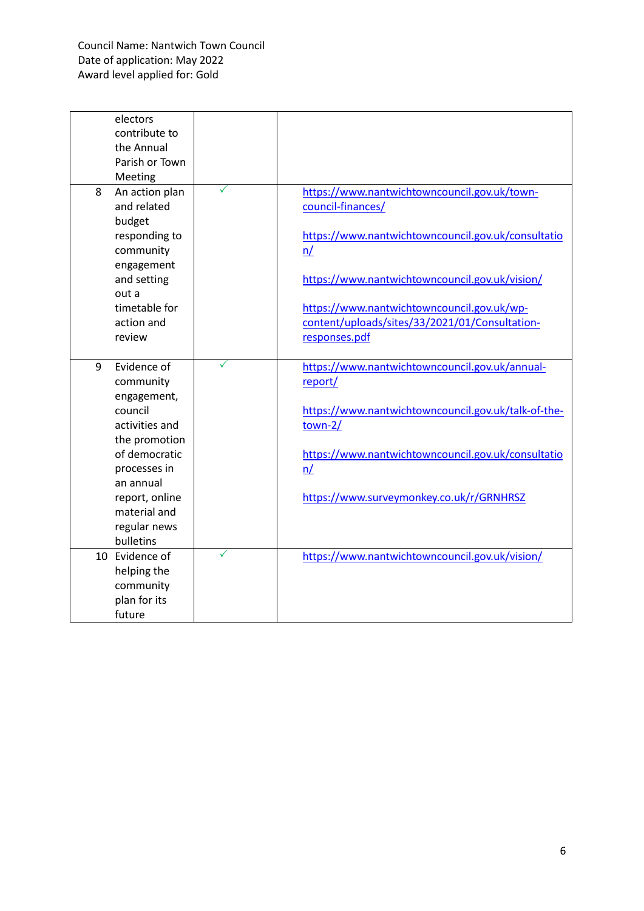Council Name: Nantwich Town Council
Date of application: May 2022
Award level applied for: Gold

| | | | |
|---|---|---|---|
| | electors contribute to the Annual Parish or Town Meeting | | |
| 8 | An action plan and related budget responding to community engagement and setting out a timetable for action and review | ✓ | https://www.nantwichtowncouncil.gov.uk/town-council-finances/<br><br>https://www.nantwichtowncouncil.gov.uk/consultation/<br><br>https://www.nantwichtowncouncil.gov.uk/vision/<br><br>https://www.nantwichtowncouncil.gov.uk/wp-content/uploads/sites/33/2021/01/Consultation-responses.pdf |
| 9 | Evidence of community engagement, council activities and the promotion of democratic processes in an annual report, online material and regular news bulletins | ✓ | https://www.nantwichtowncouncil.gov.uk/annual-report/<br><br>https://www.nantwichtowncouncil.gov.uk/talk-of-the-town-2/<br><br>https://www.nantwichtowncouncil.gov.uk/consultation/<br><br>https://www.surveymonkey.co.uk/r/GRNHRSZ |
| 10 | Evidence of helping the community plan for its future | ✓ | https://www.nantwichtowncouncil.gov.uk/vision/ |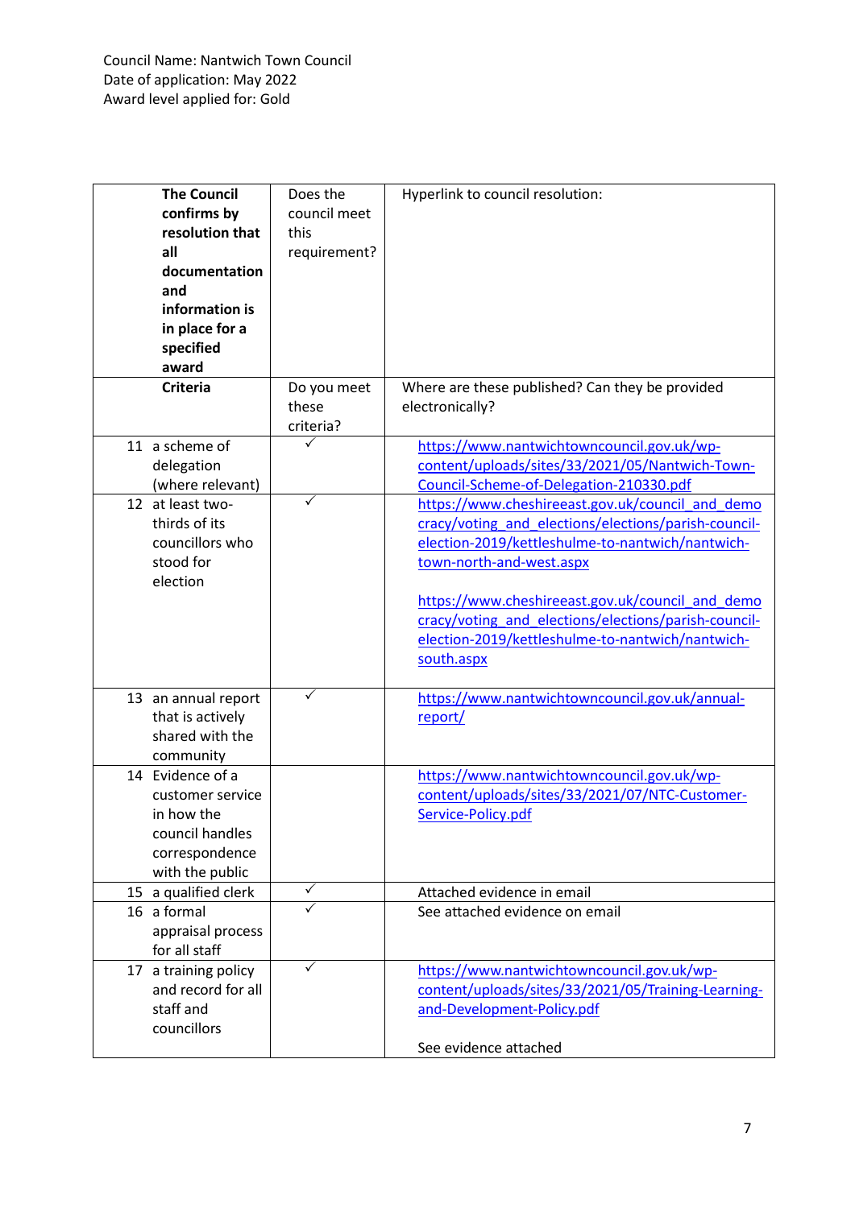Council Name: Nantwich Town Council
Date of application: May 2022
Award level applied for: Gold

| **The Council confirms by resolution that all documentation and information is in place for a specified award** | Does the council meet this requirement? | Hyperlink to council resolution: |
|---|---|---|
| **Criteria** | Do you meet these criteria? | Where are these published? Can they be provided electronically? |
| 11 a scheme of delegation (where relevant) | ✓ | https://www.nantwichtowncouncil.gov.uk/wp-content/uploads/sites/33/2021/05/Nantwich-Town-Council-Scheme-of-Delegation-210330.pdf |
| 12 at least two-thirds of its councillors who stood for election | ✓ | https://www.cheshireeast.gov.uk/council_and_democracy/voting_and_elections/elections/parish-council-election-2019/kettleshulme-to-nantwich/nantwich-town-north-and-west.aspx<br><br>https://www.cheshireeast.gov.uk/council_and_democracy/voting_and_elections/elections/parish-council-election-2019/kettleshulme-to-nantwich/nantwich-south.aspx |
| 13 an annual report that is actively shared with the community | ✓ | https://www.nantwichtowncouncil.gov.uk/annual-report/ |
| 14 Evidence of a customer service in how the council handles correspondence with the public | | https://www.nantwichtowncouncil.gov.uk/wp-content/uploads/sites/33/2021/07/NTC-Customer-Service-Policy.pdf |
| 15 a qualified clerk | ✓ | Attached evidence in email |
| 16 a formal appraisal process for all staff | ✓ | See attached evidence on email |
| 17 a training policy and record for all staff and councillors | ✓ | https://www.nantwichtowncouncil.gov.uk/wp-content/uploads/sites/33/2021/05/Training-Learning-and-Development-Policy.pdf<br><br>See evidence attached |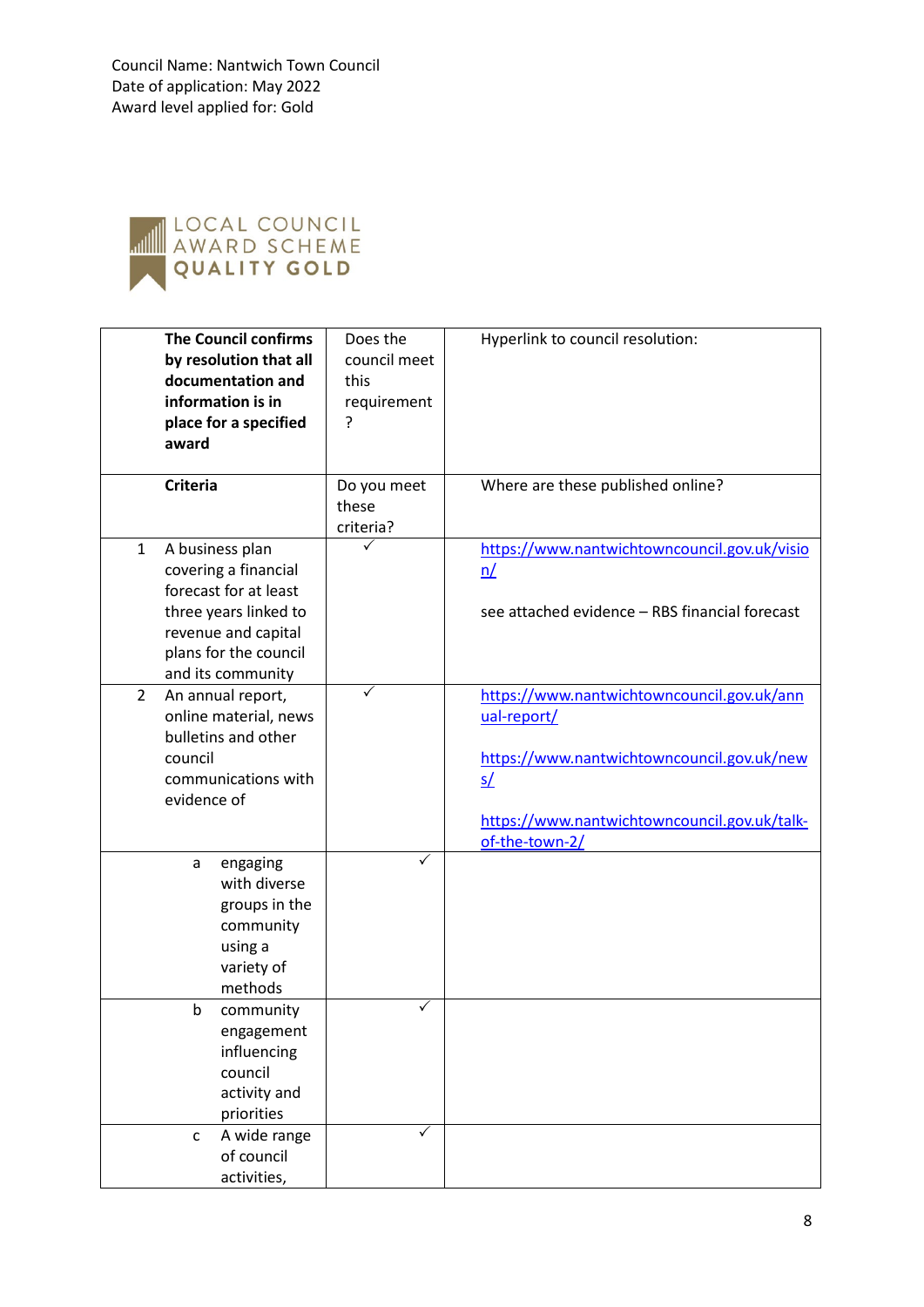Council Name: Nantwich Town Council
Date of application: May 2022
Award level applied for: Gold

LOCAL COUNCIL AWARD SCHEME QUALITY GOLD

| | | | |
|---|---|---|---|
| | **The Council confirms by resolution that all documentation and information is in place for a specified award** | Does the council meet this requirement ? | Hyperlink to council resolution: |
| | **Criteria** | Do you meet these criteria? | Where are these published online? |
| 1 | A business plan covering a financial forecast for at least three years linked to revenue and capital plans for the council and its community | ✓ | https://www.nantwichtowncouncil.gov.uk/vision/ <br><br> see attached evidence – RBS financial forecast |
| 2 | An annual report, online material, news bulletins and other council communications with evidence of | ✓ | https://www.nantwichtowncouncil.gov.uk/annual-report/ <br><br> https://www.nantwichtowncouncil.gov.uk/news/ <br><br> https://www.nantwichtowncouncil.gov.uk/talk-of-the-town-2/ |
| | a engaging with diverse groups in the community using a variety of methods | ✓ | |
| | b community engagement influencing council activity and priorities | ✓ | |
| | c A wide range of council activities, | ✓ | |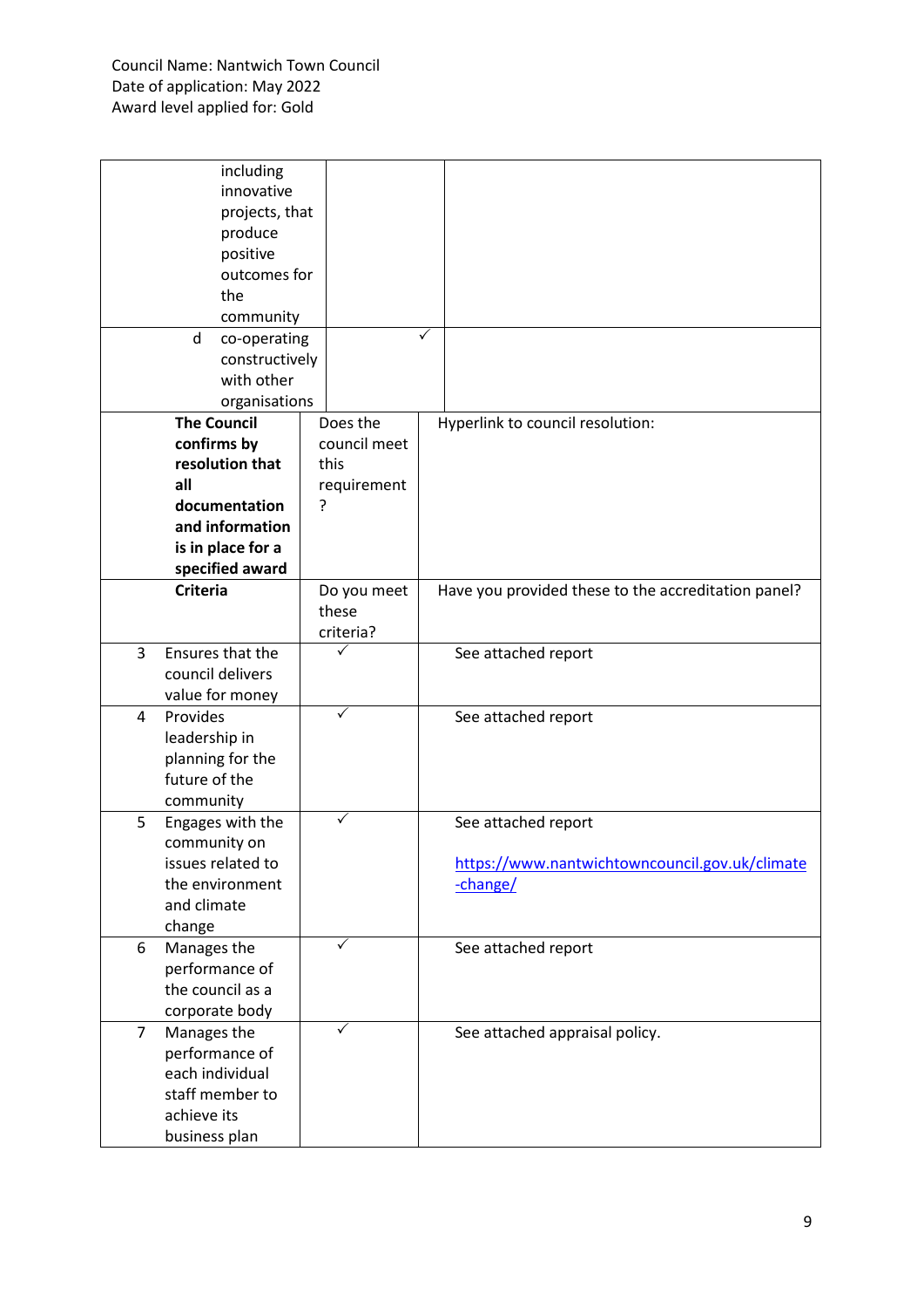Council Name: Nantwich Town Council
Date of application: May 2022
Award level applied for: Gold

| | | | |
|---|---|---|---|
| | including innovative projects, that produce positive outcomes for the community | | |
| d | co-operating constructively with other organisations | ✓ | |
| | **The Council confirms by resolution that all documentation and information is in place for a specified award** | Does the council meet this requirement? | Hyperlink to council resolution: |
| | **Criteria** | Do you meet these criteria? | Have you provided these to the accreditation panel? |
| 3 | Ensures that the council delivers value for money | ✓ | See attached report |
| 4 | Provides leadership in planning for the future of the community | ✓ | See attached report |
| 5 | Engages with the community on issues related to the environment and climate change | ✓ | See attached report<br><br>https://www.nantwichtowncouncil.gov.uk/climate-change/ |
| 6 | Manages the performance of the council as a corporate body | ✓ | See attached report |
| 7 | Manages the performance of each individual staff member to achieve its business plan | ✓ | See attached appraisal policy. |